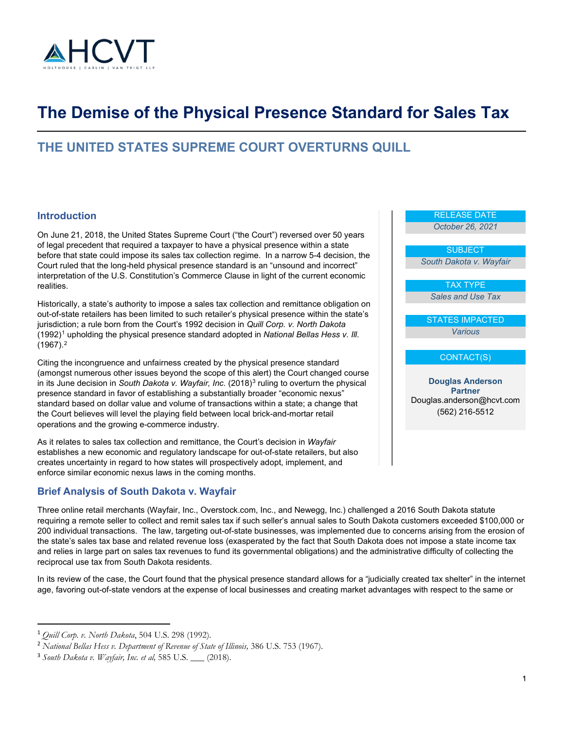# The Demise of the Physical Presence Standard for Sales Tax

## THE UNITED STATES SUPREME COURT OVERTURNS QUILL

| RELEASE DATE |
| --- |
| *October 26, 2021* |

| SUBJECT |
| --- |
| *South Dakota v. Wayfair* |

| TAX TYPE |
| --- |
| *Sales and Use Tax* |

| STATES IMPACTED |
| --- |
| *Various* |

| CONTACT(S) |
| --- |
| **Douglas Anderson** **Partner** Douglas.anderson@hcvt.com (562) 216-5512 |

### Introduction

On June 21, 2018, the United States Supreme Court ("the Court") reversed over 50 years of legal precedent that required a taxpayer to have a physical presence within a state before that state could impose its sales tax collection regime. In a narrow 5-4 decision, the Court ruled that the long-held physical presence standard is an "unsound and incorrect" interpretation of the U.S. Constitution's Commerce Clause in light of the current economic realities.

Historically, a state's authority to impose a sales tax collection and remittance obligation on out-of-state retailers has been limited to such retailer's physical presence within the state's jurisdiction; a rule born from the Court's 1992 decision in *Quill Corp. v. North Dakota* (1992)[1] upholding the physical presence standard adopted in *National Bellas Hess v. Ill.* (1967).[2]

Citing the incongruence and unfairness created by the physical presence standard (amongst numerous other issues beyond the scope of this alert) the Court changed course in its June decision in *South Dakota v. Wayfair, Inc.* (2018)[3] ruling to overturn the physical presence standard in favor of establishing a substantially broader "economic nexus" standard based on dollar value and volume of transactions within a state; a change that the Court believes will level the playing field between local brick-and-mortar retail operations and the growing e-commerce industry.

As it relates to sales tax collection and remittance, the Court's decision in *Wayfair* establishes a new economic and regulatory landscape for out-of-state retailers, but also creates uncertainty in regard to how states will prospectively adopt, implement, and enforce similar economic nexus laws in the coming months.

### Brief Analysis of South Dakota v. Wayfair

Three online retail merchants (Wayfair, Inc., Overstock.com, Inc., and Newegg, Inc.) challenged a 2016 South Dakota statute requiring a remote seller to collect and remit sales tax if such seller's annual sales to South Dakota customers exceeded $100,000 or 200 individual transactions. The law, targeting out-of-state businesses, was implemented due to concerns arising from the erosion of the state's sales tax base and related revenue loss (exasperated by the fact that South Dakota does not impose a state income tax and relies in large part on sales tax revenues to fund its governmental obligations) and the administrative difficulty of collecting the reciprocal use tax from South Dakota residents.

In its review of the case, the Court found that the physical presence standard allows for a "judicially created tax shelter" in the internet age, favoring out-of-state vendors at the expense of local businesses and creating market advantages with respect to the same or

---

[1] *Quill Corp. v. North Dakota*, 504 U.S. 298 (1992).

[2] *National Bellas Hess v. Department of Revenue of State of Illinois,* 386 U.S. 753 (1967).

[3] *South Dakota v. Wayfair, Inc. et al,* 585 U.S. ___ (2018).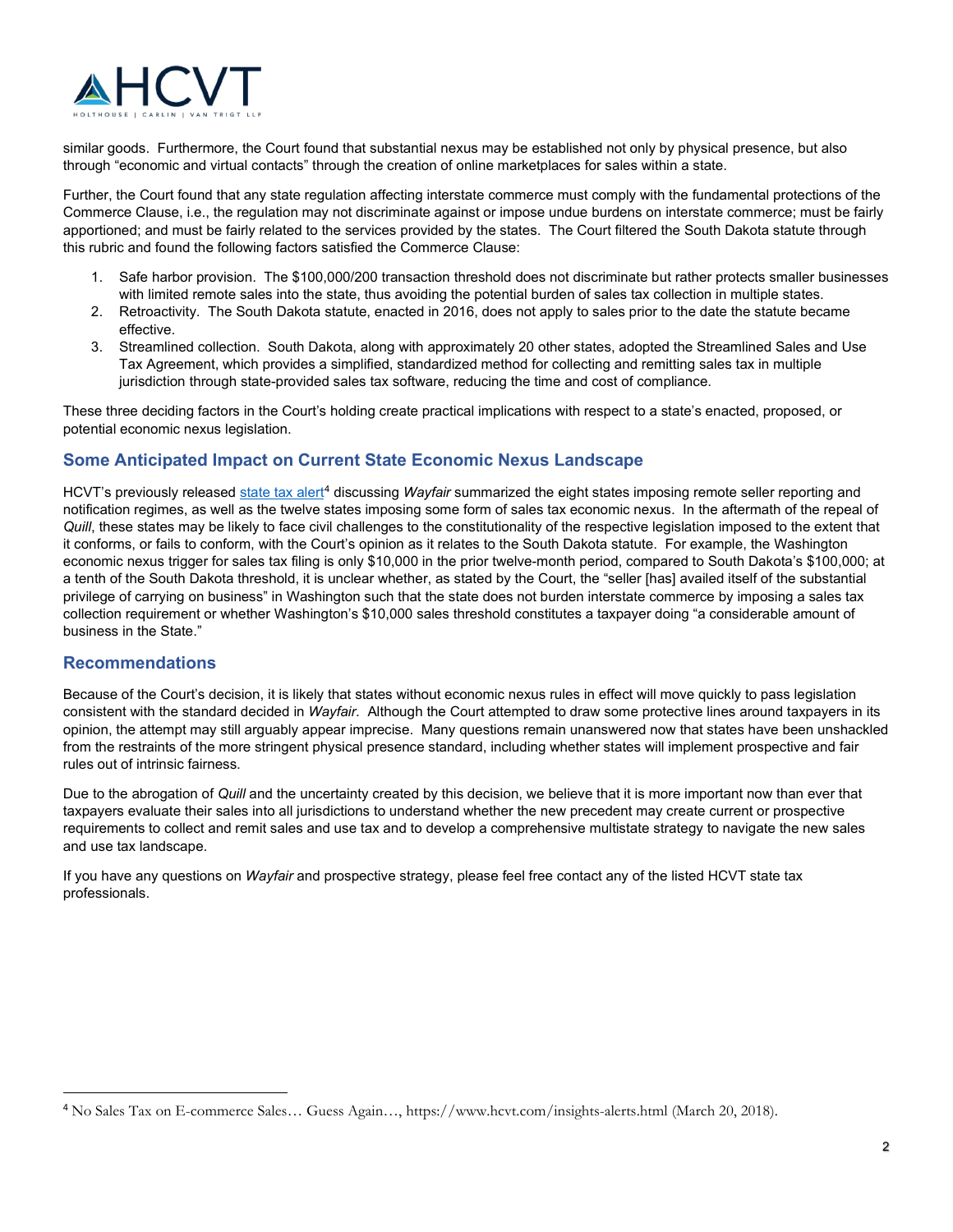similar goods. Furthermore, the Court found that substantial nexus may be established not only by physical presence, but also through "economic and virtual contacts" through the creation of online marketplaces for sales within a state.

Further, the Court found that any state regulation affecting interstate commerce must comply with the fundamental protections of the Commerce Clause, i.e., the regulation may not discriminate against or impose undue burdens on interstate commerce; must be fairly apportioned; and must be fairly related to the services provided by the states. The Court filtered the South Dakota statute through this rubric and found the following factors satisfied the Commerce Clause:

1. Safe harbor provision. The $100,000/200 transaction threshold does not discriminate but rather protects smaller businesses with limited remote sales into the state, thus avoiding the potential burden of sales tax collection in multiple states.
2. Retroactivity. The South Dakota statute, enacted in 2016, does not apply to sales prior to the date the statute became effective.
3. Streamlined collection. South Dakota, along with approximately 20 other states, adopted the Streamlined Sales and Use Tax Agreement, which provides a simplified, standardized method for collecting and remitting sales tax in multiple jurisdiction through state-provided sales tax software, reducing the time and cost of compliance.

These three deciding factors in the Court's holding create practical implications with respect to a state's enacted, proposed, or potential economic nexus legislation.

## Some Anticipated Impact on Current State Economic Nexus Landscape

HCVT's previously released state tax alert[4] discussing *Wayfair* summarized the eight states imposing remote seller reporting and notification regimes, as well as the twelve states imposing some form of sales tax economic nexus. In the aftermath of the repeal of *Quill*, these states may be likely to face civil challenges to the constitutionality of the respective legislation imposed to the extent that it conforms, or fails to conform, with the Court's opinion as it relates to the South Dakota statute. For example, the Washington economic nexus trigger for sales tax filing is only $10,000 in the prior twelve-month period, compared to South Dakota's $100,000; at a tenth of the South Dakota threshold, it is unclear whether, as stated by the Court, the "seller [has] availed itself of the substantial privilege of carrying on business" in Washington such that the state does not burden interstate commerce by imposing a sales tax collection requirement or whether Washington's $10,000 sales threshold constitutes a taxpayer doing "a considerable amount of business in the State."

## Recommendations

Because of the Court's decision, it is likely that states without economic nexus rules in effect will move quickly to pass legislation consistent with the standard decided in *Wayfair*. Although the Court attempted to draw some protective lines around taxpayers in its opinion, the attempt may still arguably appear imprecise. Many questions remain unanswered now that states have been unshackled from the restraints of the more stringent physical presence standard, including whether states will implement prospective and fair rules out of intrinsic fairness.

Due to the abrogation of *Quill* and the uncertainty created by this decision, we believe that it is more important now than ever that taxpayers evaluate their sales into all jurisdictions to understand whether the new precedent may create current or prospective requirements to collect and remit sales and use tax and to develop a comprehensive multistate strategy to navigate the new sales and use tax landscape.

If you have any questions on *Wayfair* and prospective strategy, please feel free contact any of the listed HCVT state tax professionals.

[4] No Sales Tax on E-commerce Sales… Guess Again…, https://www.hcvt.com/insights-alerts.html (March 20, 2018).